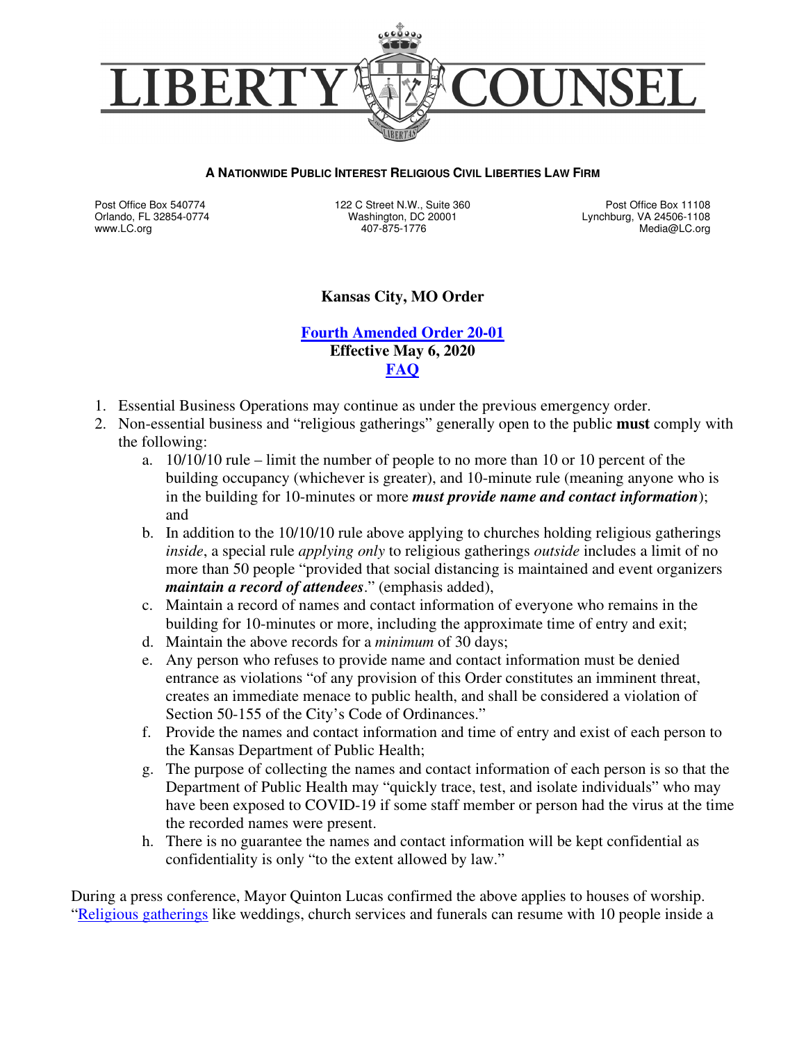# LIBERTY COUNSEL

**A NATIONWIDE PUBLIC INTEREST RELIGIOUS CIVIL LIBERTIES LAW FIRM**

Post Office Box 540774
Orlando, FL 32854-0774
www.LC.org

122 C Street N.W., Suite 360
Washington, DC 20001
407-875-1776

Post Office Box 11108
Lynchburg, VA 24506-1108
Media@LC.org

## Kansas City, MO Order

**Fourth Amended Order 20-01**
**Effective May 6, 2020**
**FAQ**

1. Essential Business Operations may continue as under the previous emergency order.
2. Non-essential business and "religious gatherings" generally open to the public **must** comply with the following:
   a. 10/10/10 rule – limit the number of people to no more than 10 or 10 percent of the building occupancy (whichever is greater), and 10-minute rule (meaning anyone who is in the building for 10-minutes or more ***must provide name and contact information***); and
   b. In addition to the 10/10/10 rule above applying to churches holding religious gatherings *inside*, a special rule *applying only* to religious gatherings *outside* includes a limit of no more than 50 people "provided that social distancing is maintained and event organizers ***maintain a record of attendees***." (emphasis added),
   c. Maintain a record of names and contact information of everyone who remains in the building for 10-minutes or more, including the approximate time of entry and exit;
   d. Maintain the above records for a *minimum* of 30 days;
   e. Any person who refuses to provide name and contact information must be denied entrance as violations "of any provision of this Order constitutes an imminent threat, creates an immediate menace to public health, and shall be considered a violation of Section 50-155 of the City's Code of Ordinances."
   f. Provide the names and contact information and time of entry and exist of each person to the Kansas Department of Public Health;
   g. The purpose of collecting the names and contact information of each person is so that the Department of Public Health may "quickly trace, test, and isolate individuals" who may have been exposed to COVID-19 if some staff member or person had the virus at the time the recorded names were present.
   h. There is no guarantee the names and contact information will be kept confidential as confidentiality is only "to the extent allowed by law."

During a press conference, Mayor Quinton Lucas confirmed the above applies to houses of worship. "Religious gatherings like weddings, church services and funerals can resume with 10 people inside a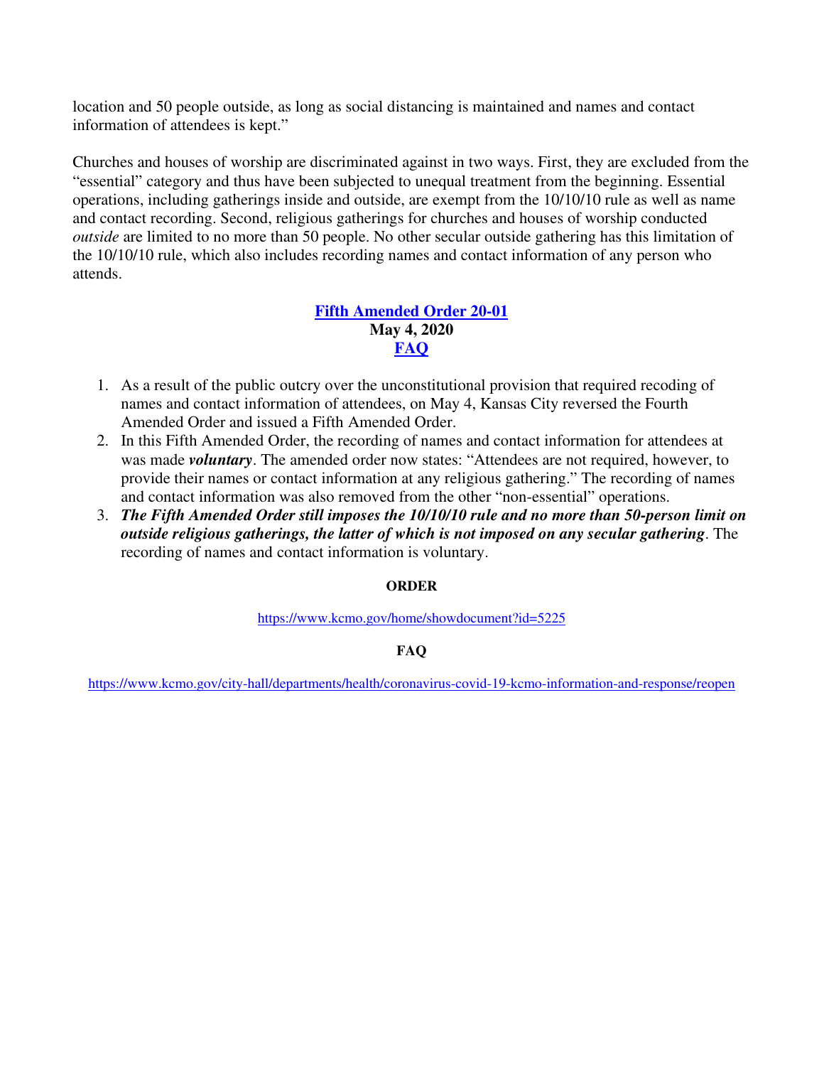location and 50 people outside, as long as social distancing is maintained and names and contact information of attendees is kept."

Churches and houses of worship are discriminated against in two ways. First, they are excluded from the "essential" category and thus have been subjected to unequal treatment from the beginning. Essential operations, including gatherings inside and outside, are exempt from the 10/10/10 rule as well as name and contact recording. Second, religious gatherings for churches and houses of worship conducted *outside* are limited to no more than 50 people. No other secular outside gathering has this limitation of the 10/10/10 rule, which also includes recording names and contact information of any person who attends.

**[Fifth Amended Order 20-01](https://www.kcmo.gov/home/showdocument?id=5225)**
**May 4, 2020**
**[FAQ](https://www.kcmo.gov/city-hall/departments/health/coronavirus-covid-19-kcmo-information-and-response/reopen)**

1. As a result of the public outcry over the unconstitutional provision that required recoding of names and contact information of attendees, on May 4, Kansas City reversed the Fourth Amended Order and issued a Fifth Amended Order.
2. In this Fifth Amended Order, the recording of names and contact information for attendees at was made ***voluntary***. The amended order now states: "Attendees are not required, however, to provide their names or contact information at any religious gathering." The recording of names and contact information was also removed from the other "non-essential" operations.
3. ***The Fifth Amended Order still imposes the 10/10/10 rule and no more than 50-person limit on outside religious gatherings, the latter of which is not imposed on any secular gathering***. The recording of names and contact information is voluntary.

**ORDER**

https://www.kcmo.gov/home/showdocument?id=5225

**FAQ**

https://www.kcmo.gov/city-hall/departments/health/coronavirus-covid-19-kcmo-information-and-response/reopen